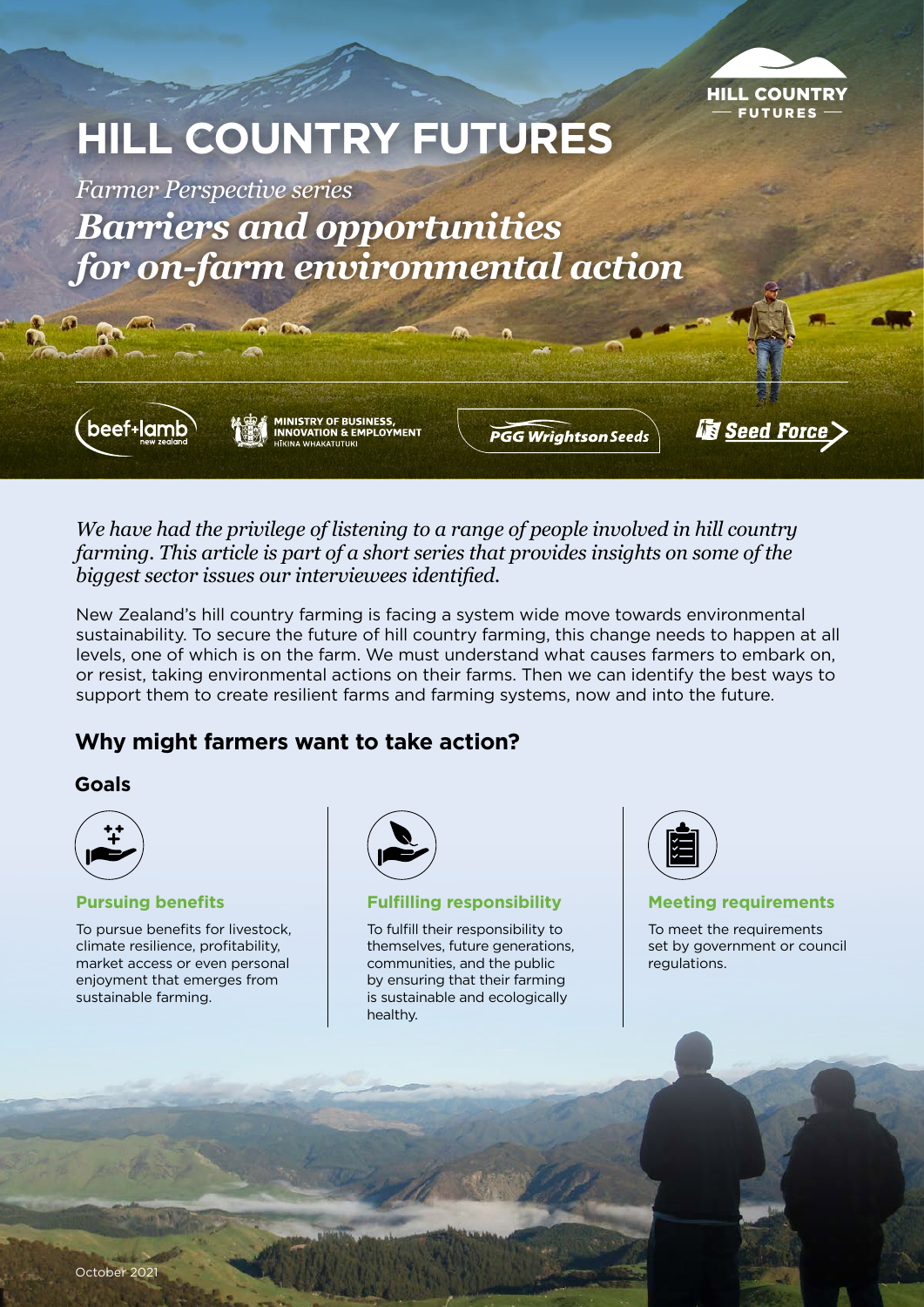# HILL COUNTRY FUTURES

*Farmer Perspective series*

## *Barriers and opportunities for on-farm environmental action*

*We have had the privilege of listening to a range of people involved in hill country farming. This article is part of a short series that provides insights on some of the biggest sector issues our interviewees identified.*

New Zealand's hill country farming is facing a system wide move towards environmental sustainability. To secure the future of hill country farming, this change needs to happen at all levels, one of which is on the farm. We must understand what causes farmers to embark on, or resist, taking environmental actions on their farms. Then we can identify the best ways to support them to create resilient farms and farming systems, now and into the future.

## Why might farmers want to take action?

### Goals

#### Pursuing benefits

To pursue benefits for livestock, climate resilience, profitability, market access or even personal enjoyment that emerges from sustainable farming.

#### Fulfilling responsibility

To fulfill their responsibility to themselves, future generations, communities, and the public by ensuring that their farming is sustainable and ecologically healthy.

#### Meeting requirements

To meet the requirements set by government or council regulations.

October 2021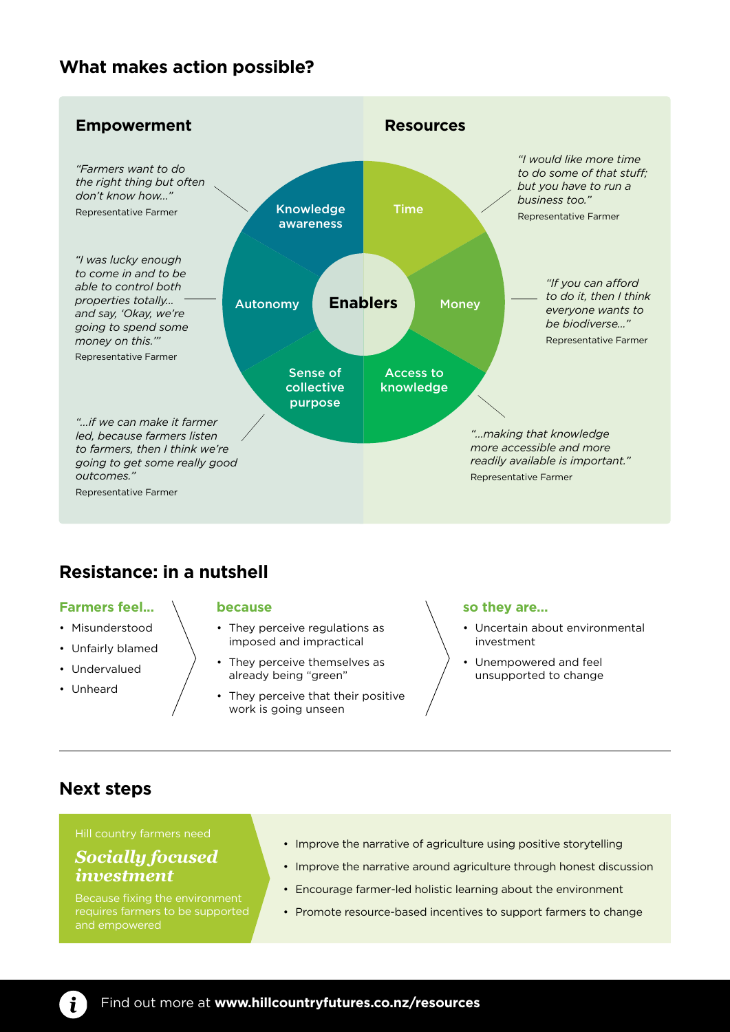## What makes action possible?

### Empowerment

*"Farmers want to do the right thing but often don't know how…"*
Representative Farmer

*"I was lucky enough to come in and to be able to control both properties totally… and say, 'Okay, we're going to spend some money on this.'"*
Representative Farmer

*"…if we can make it farmer led, because farmers listen to farmers, then I think we're going to get some really good outcomes."*
Representative Farmer

### Resources

*"I would like more time to do some of that stuff; but you have to run a business too."*
Representative Farmer

*"If you can afford to do it, then I think everyone wants to be biodiverse…"*
Representative Farmer

*"…making that knowledge more accessible and more readily available is important."*
Representative Farmer

Enablers

Knowledge awareness

Autonomy

Sense of collective purpose

Time

Money

Access to knowledge

## Resistance: in a nutshell

**Farmers feel…**

- Misunderstood
- Unfairly blamed
- Undervalued
- Unheard

**because**

- They perceive regulations as imposed and impractical
- They perceive themselves as already being "green"
- They perceive that their positive work is going unseen

**so they are…**

- Uncertain about environmental investment
- Unempowered and feel unsupported to change

## Next steps

Hill country farmers need

***Socially focused investment***

Because fixing the environment requires farmers to be supported and empowered

- Improve the narrative of agriculture using positive storytelling
- Improve the narrative around agriculture through honest discussion
- Encourage farmer-led holistic learning about the environment
- Promote resource-based incentives to support farmers to change

Find out more at **www.hillcountryfutures.co.nz/resources**